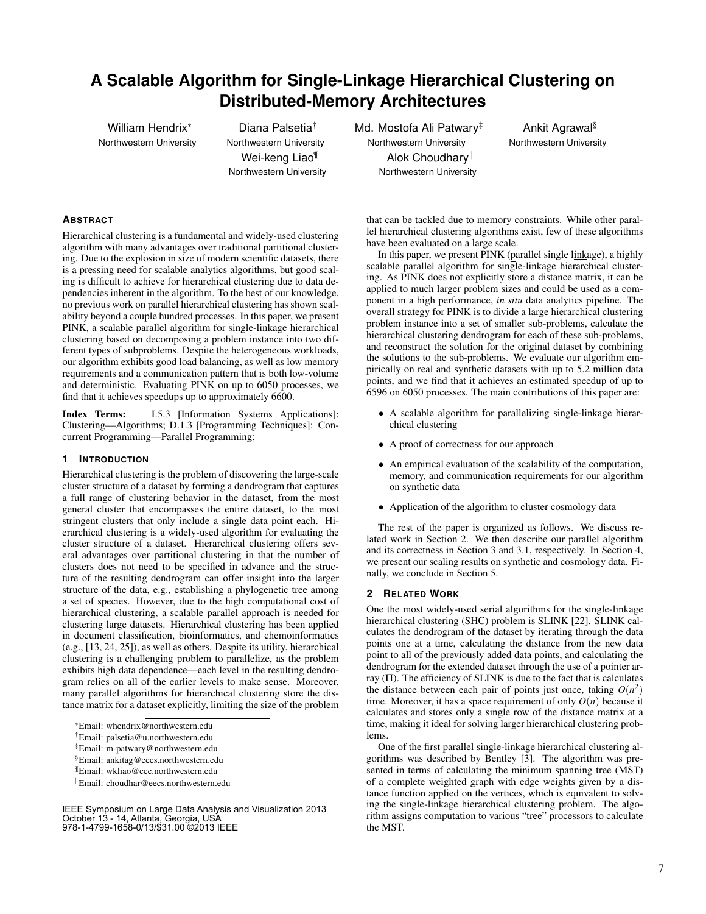# A Scalable Algorithm for Single-Linkage Hierarchical Clustering on Distributed-Memory Architectures

William Hendrix[*] Northwestern University

Diana Palsetia[†] Northwestern University

Md. Mostofa Ali Patwary[‡] Northwestern University

Ankit Agrawal[§] Northwestern University

Wei-keng Liao[¶] Northwestern University

Alok Choudhary[‖] Northwestern University

## ABSTRACT

Hierarchical clustering is a fundamental and widely-used clustering algorithm with many advantages over traditional partitional clustering. Due to the explosion in size of modern scientific datasets, there is a pressing need for scalable analytics algorithms, but good scaling is difficult to achieve for hierarchical clustering due to data dependencies inherent in the algorithm. To the best of our knowledge, no previous work on parallel hierarchical clustering has shown scalability beyond a couple hundred processes. In this paper, we present PINK, a scalable parallel algorithm for single-linkage hierarchical clustering based on decomposing a problem instance into two different types of subproblems. Despite the heterogeneous workloads, our algorithm exhibits good load balancing, as well as low memory requirements and a communication pattern that is both low-volume and deterministic. Evaluating PINK on up to 6050 processes, we find that it achieves speedups up to approximately 6600.

**Index Terms:** I.5.3 [Information Systems Applications]: Clustering—Algorithms; D.1.3 [Programming Techniques]: Concurrent Programming—Parallel Programming;

## 1 INTRODUCTION

Hierarchical clustering is the problem of discovering the large-scale cluster structure of a dataset by forming a dendrogram that captures a full range of clustering behavior in the dataset, from the most general cluster that encompasses the entire dataset, to the most stringent clusters that only include a single data point each. Hierarchical clustering is a widely-used algorithm for evaluating the cluster structure of a dataset. Hierarchical clustering offers several advantages over partitional clustering in that the number of clusters does not need to be specified in advance and the structure of the resulting dendrogram can offer insight into the larger structure of the data, e.g., establishing a phylogenetic tree among a set of species. However, due to the high computational cost of hierarchical clustering, a scalable parallel approach is needed for clustering large datasets. Hierarchical clustering has been applied in document classification, bioinformatics, and chemoinformatics (e.g., [13, 24, 25]), as well as others. Despite its utility, hierarchical clustering is a challenging problem to parallelize, as the problem exhibits high data dependence—each level in the resulting dendrogram relies on all of the earlier levels to make sense. Moreover, many parallel algorithms for hierarchical clustering store the distance matrix for a dataset explicitly, limiting the size of the problem that can be tackled due to memory constraints. While other parallel hierarchical clustering algorithms exist, few of these algorithms have been evaluated on a large scale.

In this paper, we present PINK (parallel single linkage), a highly scalable parallel algorithm for single-linkage hierarchical clustering. As PINK does not explicitly store a distance matrix, it can be applied to much larger problem sizes and could be used as a component in a high performance, *in situ* data analytics pipeline. The overall strategy for PINK is to divide a large hierarchical clustering problem instance into a set of smaller sub-problems, calculate the hierarchical clustering dendrogram for each of these sub-problems, and reconstruct the solution for the original dataset by combining the solutions to the sub-problems. We evaluate our algorithm empirically on real and synthetic datasets with up to 5.2 million data points, and we find that it achieves an estimated speedup of up to 6596 on 6050 processes. The main contributions of this paper are:

- A scalable algorithm for parallelizing single-linkage hierarchical clustering
- A proof of correctness for our approach
- An empirical evaluation of the scalability of the computation, memory, and communication requirements for our algorithm on synthetic data
- Application of the algorithm to cluster cosmology data

The rest of the paper is organized as follows. We discuss related work in Section 2. We then describe our parallel algorithm and its correctness in Section 3 and 3.1, respectively. In Section 4, we present our scaling results on synthetic and cosmology data. Finally, we conclude in Section 5.

## 2 RELATED WORK

One the most widely-used serial algorithms for the single-linkage hierarchical clustering (SHC) problem is SLINK [22]. SLINK calculates the dendrogram of the dataset by iterating through the data points one at a time, calculating the distance from the new data point to all of the previously added data points, and calculating the dendrogram for the extended dataset through the use of a pointer array ($\Pi$). The efficiency of SLINK is due to the fact that is calculates the distance between each pair of points just once, taking $O(n^2)$ time. Moreover, it has a space requirement of only $O(n)$ because it calculates and stores only a single row of the distance matrix at a time, making it ideal for solving larger hierarchical clustering problems.

One of the first parallel single-linkage hierarchical clustering algorithms was described by Bentley [3]. The algorithm was presented in terms of calculating the minimum spanning tree (MST) of a complete weighted graph with edge weights given by a distance function applied on the vertices, which is equivalent to solving the single-linkage hierarchical clustering problem. The algorithm assigns computation to various "tree" processors to calculate the MST.

[*]Email: whendrix@northwestern.edu
[†]Email: palsetia@u.northwestern.edu
[‡]Email: m-patwary@northwestern.edu
[§]Email: ankitag@eecs.northwestern.edu
[¶]Email: wkliao@ece.northwestern.edu
[‖]Email: choudhar@eecs.northwestern.edu

IEEE Symposium on Large Data Analysis and Visualization 2013
October 13 - 14, Atlanta, Georgia, USA
978-1-4799-1658-0/13/$31.00 ©2013 IEEE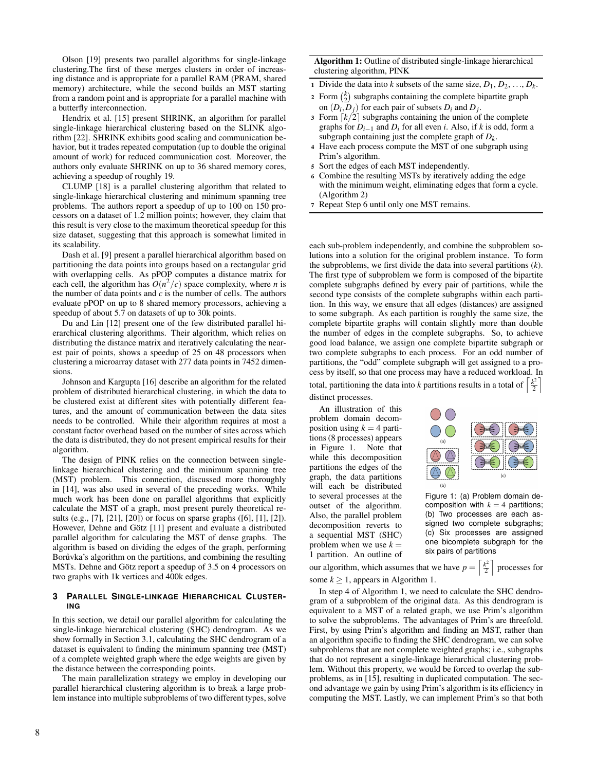Olson [19] presents two parallel algorithms for single-linkage clustering.The first of these merges clusters in order of increasing distance and is appropriate for a parallel RAM (PRAM, shared memory) architecture, while the second builds an MST starting from a random point and is appropriate for a parallel machine with a butterfly interconnection.

Hendrix et al. [15] present SHRINK, an algorithm for parallel single-linkage hierarchical clustering based on the SLINK algorithm [22]. SHRINK exhibits good scaling and communication behavior, but it trades repeated computation (up to double the original amount of work) for reduced communication cost. Moreover, the authors only evaluate SHRINK on up to 36 shared memory cores, achieving a speedup of roughly 19.

CLUMP [18] is a parallel clustering algorithm that related to single-linkage hierarchical clustering and minimum spanning tree problems. The authors report a speedup of up to 100 on 150 processors on a dataset of 1.2 million points; however, they claim that this result is very close to the maximum theoretical speedup for this size dataset, suggesting that this approach is somewhat limited in its scalability.

Dash et al. [9] present a parallel hierarchical algorithm based on partitioning the data points into groups based on a rectangular grid with overlapping cells. As pPOP computes a distance matrix for each cell, the algorithm has $O(n^2/c)$ space complexity, where $n$ is the number of data points and $c$ is the number of cells. The authors evaluate pPOP on up to 8 shared memory processors, achieving a speedup of about 5.7 on datasets of up to 30k points.

Du and Lin [12] present one of the few distributed parallel hierarchical clustering algorithms. Their algorithm, which relies on distributing the distance matrix and iteratively calculating the nearest pair of points, shows a speedup of 25 on 48 processors when clustering a microarray dataset with 277 data points in 7452 dimensions.

Johnson and Kargupta [16] describe an algorithm for the related problem of distributed hierarchical clustering, in which the data to be clustered exist at different sites with potentially different features, and the amount of communication between the data sites needs to be controlled. While their algorithm requires at most a constant factor overhead based on the number of sites across which the data is distributed, they do not present empirical results for their algorithm.

The design of PINK relies on the connection between single-linkage hierarchical clustering and the minimum spanning tree (MST) problem. This connection, discussed more thoroughly in [14], was also used in several of the preceding works. While much work has been done on parallel algorithms that explicitly calculate the MST of a graph, most present purely theoretical results (e.g., [7], [21], [20]) or focus on sparse graphs ([6], [1], [2]). However, Dehne and Götz [11] present and evaluate a distributed parallel algorithm for calculating the MST of dense graphs. The algorithm is based on dividing the edges of the graph, performing Borůvka's algorithm on the partitions, and combining the resulting MSTs. Dehne and Götz report a speedup of 3.5 on 4 processors on two graphs with 1k vertices and 400k edges.

## 3 Parallel Single-linkage Hierarchical Clustering

In this section, we detail our parallel algorithm for calculating the single-linkage hierarchical clustering (SHC) dendrogram. As we show formally in Section 3.1, calculating the SHC dendrogram of a dataset is equivalent to finding the minimum spanning tree (MST) of a complete weighted graph where the edge weights are given by the distance between the corresponding points.

The main parallelization strategy we employ in developing our parallel hierarchical clustering algorithm is to break a large problem instance into multiple subproblems of two different types, solve each sub-problem independently, and combine the subproblem solutions into a solution for the original problem instance. To form the subproblems, we first divide the data into several partitions ($k$). The first type of subproblem we form is composed of the bipartite complete subgraphs defined by every pair of partitions, while the second type consists of the complete subgraphs within each partition. In this way, we ensure that all edges (distances) are assigned to some subgraph. As each partition is roughly the same size, the complete bipartite graphs will contain slightly more than double the number of edges in the complete subgraphs. So, to achieve good load balance, we assign one complete bipartite subgraph or two complete subgraphs to each process. For an odd number of partitions, the "odd" complete subgraph will get assigned to a process by itself, so that one process may have a reduced workload. In total, partitioning the data into $k$ partitions results in a total of $\left\lceil \frac{k^2}{2} \right\rceil$ distinct processes.

**Algorithm 1:** Outline of distributed single-linkage hierarchical clustering algorithm, PINK

1. Divide the data into $k$ subsets of the same size, $D_1, D_2, \ldots, D_k$.
2. Form $\binom{k}{2}$ subgraphs containing the complete bipartite graph on $(D_i, D_j)$ for each pair of subsets $D_i$ and $D_j$.
3. Form $\lceil k/2 \rceil$ subgraphs containing the union of the complete graphs for $D_{i-1}$ and $D_i$ for all even $i$. Also, if $k$ is odd, form a subgraph containing just the complete graph of $D_k$.
4. Have each process compute the MST of one subgraph using Prim's algorithm.
5. Sort the edges of each MST independently.
6. Combine the resulting MSTs by iteratively adding the edge with the minimum weight, eliminating edges that form a cycle. (Algorithm 2)
7. Repeat Step 6 until only one MST remains.

An illustration of this problem domain decomposition using $k = 4$ partitions (8 processes) appears in Figure 1. Note that while this decomposition partitions the edges of the graph, the data partitions will each be distributed to several processes at the outset of the algorithm. Also, the parallel problem decomposition reverts to a sequential MST (SHC) problem when we use $k = 1$ partition. An outline of our algorithm, which assumes that we have $p = \left\lceil \frac{k^2}{2} \right\rceil$ processes for some $k \geq 1$, appears in Algorithm 1.

Figure 1: (a) Problem domain decomposition with $k = 4$ partitions; (b) Two processes are each assigned two complete subgraphs; (c) Six processes are assigned one bicomplete subgraph for the six pairs of partitions

In step 4 of Algorithm 1, we need to calculate the SHC dendrogram of a subproblem of the original data. As this dendrogram is equivalent to a MST of a related graph, we use Prim's algorithm to solve the subproblems. The advantages of Prim's are threefold. First, by using Prim's algorithm and finding an MST, rather than an algorithm specific to finding the SHC dendrogram, we can solve subproblems that are not complete weighted graphs; i.e., subgraphs that do not represent a single-linkage hierarchical clustering problem. Without this property, we would be forced to overlap the subproblems, as in [15], resulting in duplicated computation. The second advantage we gain by using Prim's algorithm is its efficiency in computing the MST. Lastly, we can implement Prim's so that both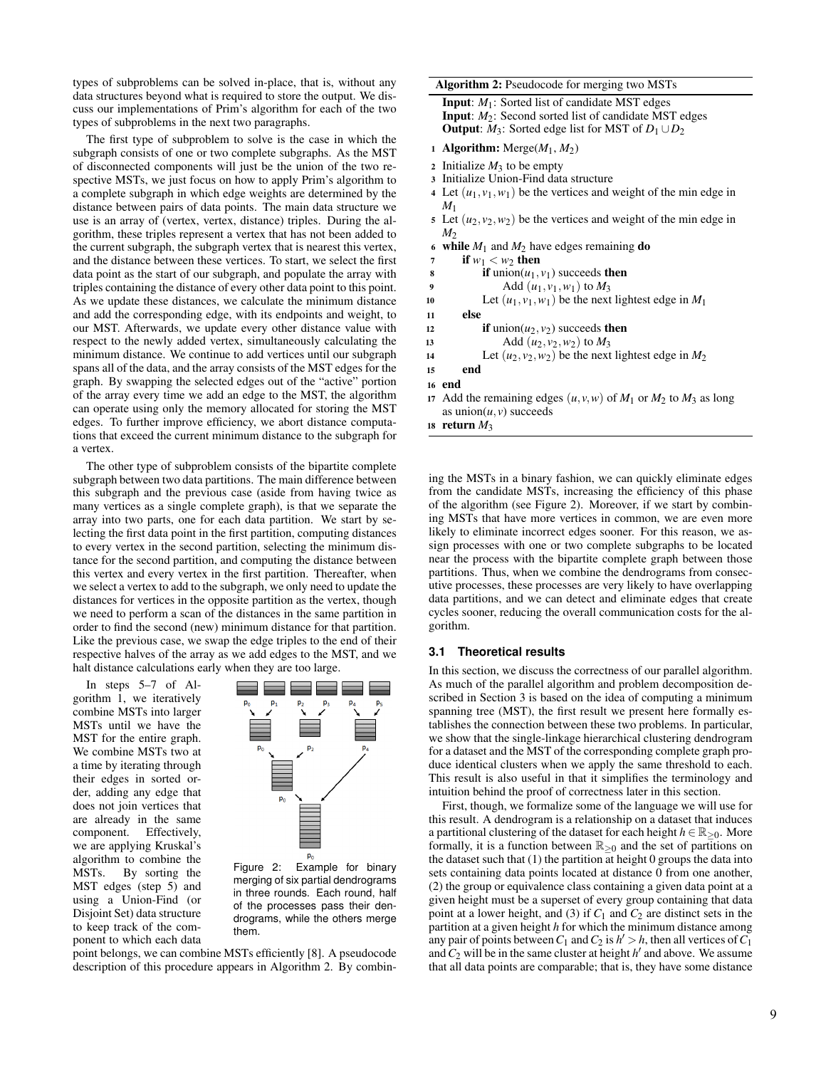types of subproblems can be solved in-place, that is, without any data structures beyond what is required to store the output. We discuss our implementations of Prim's algorithm for each of the two types of subproblems in the next two paragraphs.

The first type of subproblem to solve is the case in which the subgraph consists of one or two complete subgraphs. As the MST of disconnected components will just be the union of the two respective MSTs, we just focus on how to apply Prim's algorithm to a complete subgraph in which edge weights are determined by the distance between pairs of data points. The main data structure we use is an array of (vertex, vertex, distance) triples. During the algorithm, these triples represent a vertex that has not been added to the current subgraph, the subgraph vertex that is nearest this vertex, and the distance between these vertices. To start, we select the first data point as the start of our subgraph, and populate the array with triples containing the distance of every other data point to this point. As we update these distances, we calculate the minimum distance and add the corresponding edge, with its endpoints and weight, to our MST. Afterwards, we update every other distance value with respect to the newly added vertex, simultaneously calculating the minimum distance. We continue to add vertices until our subgraph spans all of the data, and the array consists of the MST edges for the graph. By swapping the selected edges out of the "active" portion of the array every time we add an edge to the MST, the algorithm can operate using only the memory allocated for storing the MST edges. To further improve efficiency, we abort distance computations that exceed the current minimum distance to the subgraph for a vertex.

The other type of subproblem consists of the bipartite complete subgraph between two data partitions. The main difference between this subgraph and the previous case (aside from having twice as many vertices as a single complete graph), is that we separate the array into two parts, one for each data partition. We start by selecting the first data point in the first partition, computing distances to every vertex in the second partition, selecting the minimum distance for the second partition, and computing the distance between this vertex and every vertex in the first partition. Thereafter, when we select a vertex to add to the subgraph, we only need to update the distances for vertices in the opposite partition as the vertex, though we need to perform a scan of the distances in the same partition in order to find the second (new) minimum distance for that partition. Like the previous case, we swap the edge triples to the end of their respective halves of the array as we add edges to the MST, and we halt distance calculations early when they are too large.

In steps 5–7 of Algorithm 1, we iteratively combine MSTs into larger MSTs until we have the MST for the entire graph. We combine MSTs two at a time by iterating through their edges in sorted order, adding any edge that does not join vertices that are already in the same component. Effectively, we are applying Kruskal's algorithm to combine the MSTs. By sorting the MST edges (step 5) and using a Union-Find (or Disjoint Set) data structure to keep track of the component to which each data point belongs, we can combine MSTs efficiently [8]. A pseudocode description of this procedure appears in Algorithm 2. By combining the MSTs in a binary fashion, we can quickly eliminate edges from the candidate MSTs, increasing the efficiency of this phase of the algorithm (see Figure 2). Moreover, if we start by combining MSTs that have more vertices in common, we are even more likely to eliminate incorrect edges sooner. For this reason, we assign processes with one or two complete subgraphs to be located near the process with the bipartite complete graph between those partitions. Thus, when we combine the dendrograms from consecutive processes, these processes are very likely to have overlapping data partitions, and we can detect and eliminate edges that create cycles sooner, reducing the overall communication costs for the algorithm.

Figure 2: Example for binary merging of six partial dendrograms in three rounds. Each round, half of the processes pass their dendrograms, while the others merge them.

**Algorithm 2:** Pseudocode for merging two MSTs

**Input**: $M_1$: Sorted list of candidate MST edges
**Input**: $M_2$: Second sorted list of candidate MST edges
**Output**: $M_3$: Sorted edge list for MST of $D_1 \cup D_2$

```
1  Algorithm: Merge(M1, M2)
2  Initialize M3 to be empty
3  Initialize Union-Find data structure
4  Let (u1, v1, w1) be the vertices and weight of the min edge in M1
5  Let (u2, v2, w2) be the vertices and weight of the min edge in M2
6  while M1 and M2 have edges remaining do
7      if w1 < w2 then
8          if union(u1, v1) succeeds then
9              Add (u1, v1, w1) to M3
10         Let (u1, v1, w1) be the next lightest edge in M1
11     else
12         if union(u2, v2) succeeds then
13             Add (u2, v2, w2) to M3
14         Let (u2, v2, w2) be the next lightest edge in M2
15     end
16 end
17 Add the remaining edges (u, v, w) of M1 or M2 to M3 as long
   as union(u, v) succeeds
18 return M3
```

### 3.1 Theoretical results

In this section, we discuss the correctness of our parallel algorithm. As much of the parallel algorithm and problem decomposition described in Section 3 is based on the idea of computing a minimum spanning tree (MST), the first result we present here formally establishes the connection between these two problems. In particular, we show that the single-linkage hierarchical clustering dendrogram for a dataset and the MST of the corresponding complete graph produce identical clusters when we apply the same threshold to each. This result is also useful in that it simplifies the terminology and intuition behind the proof of correctness later in this section.

First, though, we formalize some of the language we will use for this result. A dendrogram is a relationship on a dataset that induces a partitional clustering of the dataset for each height $h \in \mathbb{R}_{\geq 0}$. More formally, it is a function between $\mathbb{R}_{\geq 0}$ and the set of partitions on the dataset such that (1) the partition at height 0 groups the data into sets containing data points located at distance 0 from one another, (2) the group or equivalence class containing a given data point at a given height must be a superset of every group containing that data point at a lower height, and (3) if $C_1$ and $C_2$ are distinct sets in the partition at a given height $h$ for which the minimum distance among any pair of points between $C_1$ and $C_2$ is $h' > h$, then all vertices of $C_1$ and $C_2$ will be in the same cluster at height $h'$ and above. We assume that all data points are comparable; that is, they have some distance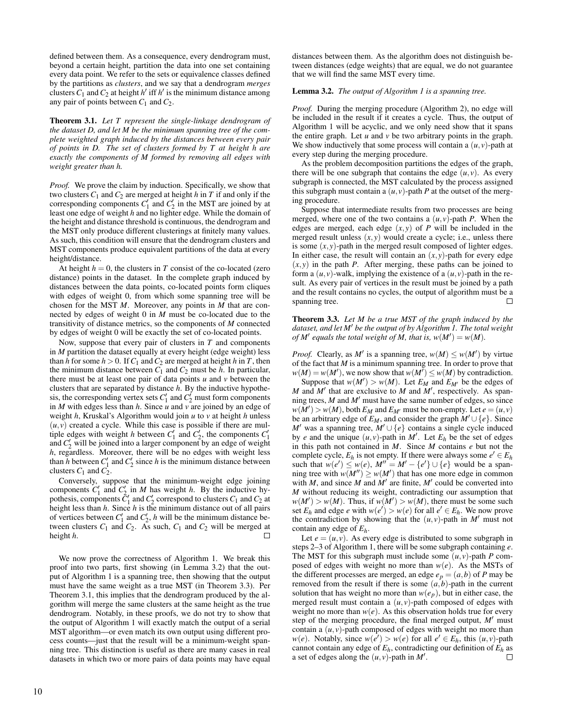defined between them. As a consequence, every dendrogram must, beyond a certain height, partition the data into one set containing every data point. We refer to the sets or equivalence classes defined by the partitions as *clusters*, and we say that a dendrogram *merges* clusters $C_1$ and $C_2$ at height $h'$ iff $h'$ is the minimum distance among any pair of points between $C_1$ and $C_2$.

**Theorem 3.1.** *Let $T$ represent the single-linkage dendrogram of the dataset $D$, and let $M$ be the minimum spanning tree of the complete weighted graph induced by the distances between every pair of points in $D$. The set of clusters formed by $T$ at height $h$ are exactly the components of $M$ formed by removing all edges with weight greater than $h$.*

*Proof.* We prove the claim by induction. Specifically, we show that two clusters $C_1$ and $C_2$ are merged at height $h$ in $T$ if and only if the corresponding components $C'_1$ and $C'_2$ in the MST are joined by at least one edge of weight $h$ and no lighter edge. While the domain of the height and distance threshold is continuous, the dendrogram and the MST only produce different clusterings at finitely many values. As such, this condition will ensure that the dendrogram clusters and MST components produce equivalent partitions of the data at every height/distance.

At height $h = 0$, the clusters in $T$ consist of the co-located (zero distance) points in the dataset. In the complete graph induced by distances between the data points, co-located points form cliques with edges of weight 0, from which some spanning tree will be chosen for the MST $M$. Moreover, any points in $M$ that are connected by edges of weight 0 in $M$ must be co-located due to the transitivity of distance metrics, so the components of $M$ connected by edges of weight 0 will be exactly the set of co-located points.

Now, suppose that every pair of clusters in $T$ and components in $M$ partition the dataset equally at every height (edge weight) less than $h$ for some $h > 0$. If $C_1$ and $C_2$ are merged at height $h$ in $T$, then the minimum distance between $C_1$ and $C_2$ must be $h$. In particular, there must be at least one pair of data points $u$ and $v$ between the clusters that are separated by distance $h$. By the inductive hypothesis, the corresponding vertex sets $C'_1$ and $C'_2$ must form components in $M$ with edges less than $h$. Since $u$ and $v$ are joined by an edge of weight $h$, Kruskal's Algorithm would join $u$ to $v$ at height $h$ unless $(u, v)$ created a cycle. While this case is possible if there are multiple edges with weight $h$ between $C'_1$ and $C'_2$, the components $C'_1$ and $C'_2$ will be joined into a larger component by an edge of weight $h$, regardless. Moreover, there will be no edges with weight less than $h$ between $C'_1$ and $C'_2$ since $h$ is the minimum distance between clusters $C_1$ and $C_2$.

Conversely, suppose that the minimum-weight edge joining components $C'_1$ and $C'_2$ in $M$ has weight $h$. By the inductive hypothesis, components $C'_1$ and $C'_2$ correspond to clusters $C_1$ and $C_2$ at height less than $h$. Since $h$ is the minimum distance out of all pairs of vertices between $C'_1$ and $C'_2$, $h$ will be the minimum distance between clusters $C_1$ and $C_2$. As such, $C_1$ and $C_2$ will be merged at height $h$. □

We now prove the correctness of Algorithm 1. We break this proof into two parts, first showing (in Lemma 3.2) that the output of Algorithm 1 is a spanning tree, then showing that the output must have the same weight as a true MST (in Theorem 3.3). Per Theorem 3.1, this implies that the dendrogram produced by the algorithm will merge the same clusters at the same height as the true dendrogram. Notably, in these proofs, we do not try to show that the output of Algorithm 1 will exactly match the output of a serial MST algorithm—or even match its own output using different process counts—just that the result will be a minimum-weight spanning tree. This distinction is useful as there are many cases in real datasets in which two or more pairs of data points may have equal distances between them. As the algorithm does not distinguish between distances (edge weights) that are equal, we do not guarantee that we will find the same MST every time.

**Lemma 3.2.** *The output of Algorithm 1 is a spanning tree.*

*Proof.* During the merging procedure (Algorithm 2), no edge will be included in the result if it creates a cycle. Thus, the output of Algorithm 1 will be acyclic, and we only need show that it spans the entire graph. Let $u$ and $v$ be two arbitrary points in the graph. We show inductively that some process will contain a $(u, v)$-path at every step during the merging procedure.

As the problem decomposition partitions the edges of the graph, there will be one subgraph that contains the edge $(u, v)$. As every subgraph is connected, the MST calculated by the process assigned this subgraph must contain a $(u, v)$-path $P$ at the outset of the merging procedure.

Suppose that intermediate results from two processes are being merged, where one of the two contains a $(u, v)$-path $P$. When the edges are merged, each edge $(x, y)$ of $P$ will be included in the merged result unless $(x, y)$ would create a cycle; i.e., unless there is some $(x, y)$-path in the merged result composed of lighter edges. In either case, the result will contain an $(x, y)$-path for every edge $(x, y)$ in the path $P$. After merging, these paths can be joined to form a $(u, v)$-walk, implying the existence of a $(u, v)$-path in the result. As every pair of vertices in the result must be joined by a path and the result contains no cycles, the output of algorithm must be a spanning tree. □

**Theorem 3.3.** *Let $M$ be a true MST of the graph induced by the dataset, and let $M'$ be the output of by Algorithm 1. The total weight of $M'$ equals the total weight of $M$, that is, $w(M') = w(M)$.*

*Proof.* Clearly, as $M'$ is a spanning tree, $w(M) \leq w(M')$ by virtue of the fact that $M$ is a minimum spanning tree. In order to prove that $w(M) = w(M')$, we now show that $w(M') \leq w(M)$ by contradiction.

Suppose that $w(M') > w(M)$. Let $E_M$ and $E_{M'}$ be the edges of $M$ and $M'$ that are exclusive to $M$ and $M'$, respectively. As spanning trees, $M$ and $M'$ must have the same number of edges, so since $w(M') > w(M)$, both $E_M$ and $E_{M'}$ must be non-empty. Let $e = (u, v)$ be an arbitrary edge of $E_M$, and consider the graph $M' \cup \{e\}$. Since $M'$ was a spanning tree, $M' \cup \{e\}$ contains a single cycle induced by $e$ and the unique $(u, v)$-path in $M'$. Let $E_h$ be the set of edges in this path not contained in $M$. Since $M$ contains $e$ but not the complete cycle, $E_h$ is not empty. If there were always some $e' \in E_h$ such that $w(e') \leq w(e)$, $M'' = M' - \{e'\} \cup \{e\}$ would be a spanning tree with $w(M'') \geq w(M')$ that has one more edge in common with $M$, and since $M$ and $M'$ are finite, $M'$ could be converted into $M$ without reducing its weight, contradicting our assumption that $w(M') > w(M)$. Thus, if $w(M') > w(M)$, there must be some such set $E_h$ and edge $e$ with $w(e') > w(e)$ for all $e' \in E_h$. We now prove the contradiction by showing that the $(u, v)$-path in $M'$ must not contain any edge of $E_h$.

Let $e = (u, v)$. As every edge is distributed to some subgraph in steps 2–3 of Algorithm 1, there will be some subgraph containing $e$. The MST for this subgraph must include some $(u, v)$-path $P$ composed of edges with weight no more than $w(e)$. As the MSTs of the different processes are merged, an edge $e_p = (a, b)$ of $P$ may be removed from the result if there is some $(a, b)$-path in the current solution that has weight no more than $w(e_p)$, but in either case, the merged result must contain a $(u, v)$-path composed of edges with weight no more than $w(e)$. As this observation holds true for every step of the merging procedure, the final merged output, $M'$ must contain a $(u, v)$-path composed of edges with weight no more than $w(e)$. Notably, since $w(e') > w(e)$ for all $e' \in E_h$, this $(u, v)$-path cannot contain any edge of $E_h$, contradicting our definition of $E_h$ as a set of edges along the $(u, v)$-path in $M'$. □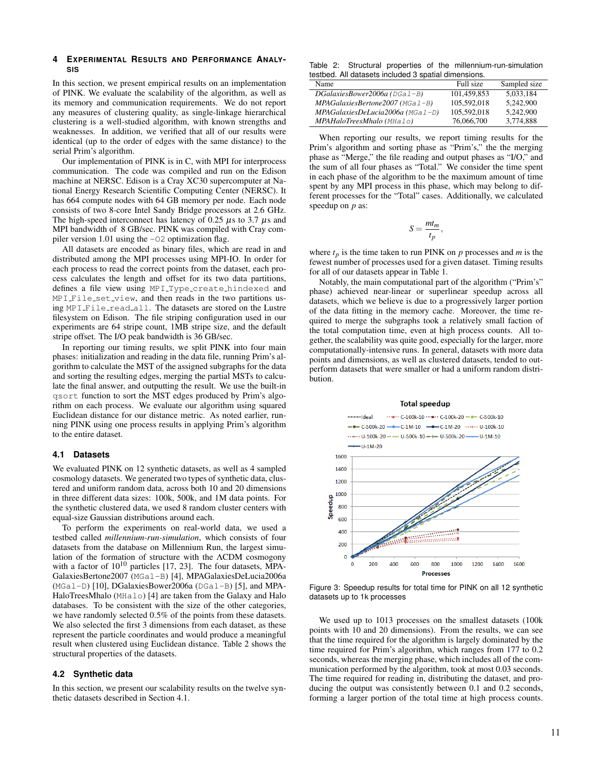## 4 Experimental Results and Performance Analysis

In this section, we present empirical results on an implementation of PINK. We evaluate the scalability of the algorithm, as well as its memory and communication requirements. We do not report any measures of clustering quality, as single-linkage hierarchical clustering is a well-studied algorithm, with known strengths and weaknesses. In addition, we verified that all of our results were identical (up to the order of edges with the same distance) to the serial Prim's algorithm.

Our implementation of PINK is in C, with MPI for interprocess communication. The code was compiled and run on the Edison machine at NERSC. Edison is a Cray XC30 supercomputer at National Energy Research Scientific Computing Center (NERSC). It has 664 compute nodes with 64 GB memory per node. Each node consists of two 8-core Intel Sandy Bridge processors at 2.6 GHz. The high-speed interconnect has latency of 0.25 $\mu$s to 3.7 $\mu$s and MPI bandwidth of 8 GB/sec. PINK was compiled with Cray compiler version 1.01 using the `-O2` optimization flag.

All datasets are encoded as binary files, which are read in and distributed among the MPI processes using MPI-IO. In order for each process to read the correct points from the dataset, each process calculates the length and offset for its two data partitions, defines a file view using `MPI_Type_create_hindexed` and `MPI_File_set_view`, and then reads in the two partitions using `MPI_File_read_all`. The datasets are stored on the Lustre filesystem on Edison. The file striping configuration used in our experiments are 64 stripe count, 1MB stripe size, and the default stripe offset. The I/O peak bandwidth is 36 GB/sec.

In reporting our timing results, we split PINK into four main phases: initialization and reading in the data file, running Prim's algorithm to calculate the MST of the assigned subgraphs for the data and sorting the resulting edges, merging the partial MSTs to calculate the final answer, and outputting the result. We use the built-in `qsort` function to sort the MST edges produced by Prim's algorithm on each process. We evaluate our algorithm using squared Euclidean distance for our distance metric. As noted earlier, running PINK using one process results in applying Prim's algorithm to the entire dataset.

### 4.1 Datasets

We evaluated PINK on 12 synthetic datasets, as well as 4 sampled cosmology datasets. We generated two types of synthetic data, clustered and uniform random data, across both 10 and 20 dimensions in three different data sizes: 100k, 500k, and 1M data points. For the synthetic clustered data, we used 8 random cluster centers with equal-size Gaussian distributions around each.

To perform the experiments on real-world data, we used a testbed called *millennium-run-simulation*, which consists of four datasets from the database on Millennium Run, the largest simulation of the formation of structure with the ΛCDM cosmogony with a factor of $10^{10}$ particles [17, 23]. The four datasets, MPAGalaxiesBertone2007 (`MGal-B`) [4], MPAGalaxiesDeLucia2006a (`MGal-D`) [10], DGalaxiesBower2006a (`DGal-B`) [5], and MPAHaloTreesMhalo (`MHalo`) [4] are taken from the Galaxy and Halo databases. To be consistent with the size of the other categories, we have randomly selected 0.5% of the points from these datasets. We also selected the first 3 dimensions from each dataset, as these represent the particle coordinates and would produce a meaningful result when clustered using Euclidean distance. Table 2 shows the structural properties of the datasets.

### 4.2 Synthetic data

In this section, we present our scalability results on the twelve synthetic datasets described in Section 4.1.

Table 2: Structural properties of the millennium-run-simulation testbed. All datasets included 3 spatial dimensions.

| Name | Full size | Sampled size |
|---|---|---|
| *DGalaxiesBower2006a* (`DGal-B`) | 101,459,853 | 5,033,184 |
| *MPAGalaxiesBertone2007* (`MGal-B`) | 105,592,018 | 5,242,900 |
| *MPAGalaxiesDeLucia2006a* (`MGal-D`) | 105,592,018 | 5,242,900 |
| *MPAHaloTreesMhalo* (`MHalo`) | 76,066,700 | 3,774,888 |

When reporting our results, we report timing results for the Prim's algorithm and sorting phase as "Prim's," the the merging phase as "Merge," the file reading and output phases as "I/O," and the sum of all four phases as "Total." We consider the time spent in each phase of the algorithm to be the maximum amount of time spent by any MPI process in this phase, which may belong to different processes for the "Total" cases. Additionally, we calculated speedup on $p$ as:

$$S = \frac{mt_m}{t_p},$$

where $t_p$ is the time taken to run PINK on $p$ processes and $m$ is the fewest number of processes used for a given dataset. Timing results for all of our datasets appear in Table 1.

Notably, the main computational part of the algorithm ("Prim's" phase) achieved near-linear or superlinear speedup across all datasets, which we believe is due to a progressively larger portion of the data fitting in the memory cache. Moreover, the time required to merge the subgraphs took a relatively small faction of the total computation time, even at high process counts. All together, the scalability was quite good, especially for the larger, more computationally-intensive runs. In general, datasets with more data points and dimensions, as well as clustered datasets, tended to outperform datasets that were smaller or had a uniform random distribution.

Figure 3: Speedup results for total time for PINK on all 12 synthetic datasets up to 1k processes

We used up to 1013 processes on the smallest datasets (100k points with 10 and 20 dimensions). From the results, we can see that the time required for the algorithm is largely dominated by the time required for Prim's algorithm, which ranges from 177 to 0.2 seconds, whereas the merging phase, which includes all of the communication performed by the algorithm, took at most 0.03 seconds. The time required for reading in, distributing the dataset, and producing the output was consistently between 0.1 and 0.2 seconds, forming a larger portion of the total time at high process counts.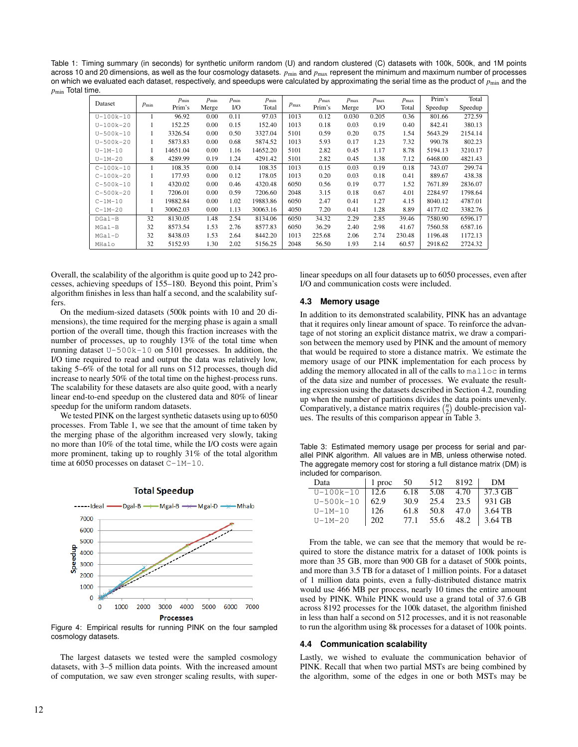Table 1: Timing summary (in seconds) for synthetic uniform random (U) and random clustered (C) datasets with 100k, 500k, and 1M points across 10 and 20 dimensions, as well as the four cosmology datasets. $p_{\min}$ and $p_{\max}$ represent the minimum and maximum number of processes on which we evaluated each dataset, respectively, and speedups were calculated by approximating the serial time as the product of $p_{\min}$ and the $p_{\min}$ Total time.

| Dataset | $p_{\min}$ | $p_{\min}$ Prim's | $p_{\min}$ Merge | $p_{\min}$ I/O | $p_{\min}$ Total | $p_{\max}$ | $p_{\max}$ Prim's | $p_{\max}$ Merge | $p_{\max}$ I/O | $p_{\max}$ Total | Prim's Speedup | Total Speedup |
|---|---|---|---|---|---|---|---|---|---|---|---|---|
| U-100k-10 | 1 | 96.92 | 0.00 | 0.11 | 97.03 | 1013 | 0.12 | 0.030 | 0.205 | 0.36 | 801.66 | 272.59 |
| U-100k-20 | 1 | 152.25 | 0.00 | 0.15 | 152.40 | 1013 | 0.18 | 0.03 | 0.19 | 0.40 | 842.41 | 380.13 |
| U-500k-10 | 1 | 3326.54 | 0.00 | 0.50 | 3327.04 | 5101 | 0.59 | 0.20 | 0.75 | 1.54 | 5643.29 | 2154.14 |
| U-500k-20 | 1 | 5873.83 | 0.00 | 0.68 | 5874.52 | 1013 | 5.93 | 0.17 | 1.23 | 7.32 | 990.78 | 802.23 |
| U-1M-10 | 1 | 14651.04 | 0.00 | 1.16 | 14652.20 | 5101 | 2.82 | 0.45 | 1.17 | 8.78 | 5194.13 | 3210.17 |
| U-1M-20 | 8 | 4289.99 | 0.19 | 1.24 | 4291.42 | 5101 | 2.82 | 0.45 | 1.38 | 7.12 | 6468.00 | 4821.43 |
| C-100k-10 | 1 | 108.35 | 0.00 | 0.14 | 108.35 | 1013 | 0.15 | 0.03 | 0.19 | 0.18 | 743.07 | 299.74 |
| C-100k-20 | 1 | 177.93 | 0.00 | 0.12 | 178.05 | 1013 | 0.20 | 0.03 | 0.18 | 0.41 | 889.67 | 438.38 |
| C-500k-10 | 1 | 4320.02 | 0.00 | 0.46 | 4320.48 | 6050 | 0.56 | 0.19 | 0.77 | 1.52 | 7671.89 | 2836.07 |
| C-500k-20 | 1 | 7206.01 | 0.00 | 0.59 | 7206.60 | 2048 | 3.15 | 0.18 | 0.67 | 4.01 | 2284.97 | 1798.64 |
| C-1M-10 | 1 | 19882.84 | 0.00 | 1.02 | 19883.86 | 6050 | 2.47 | 0.41 | 1.27 | 4.15 | 8040.12 | 4787.01 |
| C-1M-20 | 1 | 30062.03 | 0.00 | 1.13 | 30063.16 | 4050 | 7.20 | 0.41 | 1.28 | 8.89 | 4177.02 | 3382.76 |
| DGal-B | 32 | 8130.05 | 1.48 | 2.54 | 8134.06 | 6050 | 34.32 | 2.29 | 2.85 | 39.46 | 7580.90 | 6596.17 |
| MGal-B | 32 | 8573.54 | 1.53 | 2.76 | 8577.83 | 6050 | 36.29 | 2.40 | 2.98 | 41.67 | 7560.58 | 6587.16 |
| MGal-D | 32 | 8438.03 | 1.53 | 2.64 | 8442.20 | 1013 | 225.68 | 2.06 | 2.74 | 230.48 | 1196.48 | 1172.13 |
| MHalo | 32 | 5152.93 | 1.30 | 2.02 | 5156.25 | 2048 | 56.50 | 1.93 | 2.14 | 60.57 | 2918.62 | 2724.32 |

Overall, the scalability of the algorithm is quite good up to 242 processes, achieving speedups of 155–180. Beyond this point, Prim's algorithm finishes in less than half a second, and the scalability suffers.

On the medium-sized datasets (500k points with 10 and 20 dimensions), the time required for the merging phase is again a small portion of the overall time, though this fraction increases with the number of processes, up to roughly 13% of the total time when running dataset U-500k-10 on 5101 processes. In addition, the I/O time required to read and output the data was relatively low, taking 5–6% of the total for all runs on 512 processes, though did increase to nearly 50% of the total time on the highest-process runs. The scalability for these datasets are also quite good, with a nearly linear end-to-end speedup on the clustered data and 80% of linear speedup for the uniform random datasets.

We tested PINK on the largest synthetic datasets using up to 6050 processes. From Table 1, we see that the amount of time taken by the merging phase of the algorithm increased very slowly, taking no more than 10% of the total time, while the I/O costs were again more prominent, taking up to roughly 31% of the total algorithm time at 6050 processes on dataset C-1M-10.

Figure 4: Empirical results for running PINK on the four sampled cosmology datasets.

The largest datasets we tested were the sampled cosmology datasets, with 3–5 million data points. With the increased amount of computation, we saw even stronger scaling results, with super-linear speedups on all four datasets up to 6050 processes, even after I/O and communication costs were included.

### 4.3 Memory usage

In addition to its demonstrated scalability, PINK has an advantage that it requires only linear amount of space. To reinforce the advantage of not storing an explicit distance matrix, we draw a comparison between the memory used by PINK and the amount of memory that would be required to store a distance matrix. We estimate the memory usage of our PINK implementation for each process by adding the memory allocated in all of the calls to malloc in terms of the data size and number of processes. We evaluate the resulting expression using the datasets described in Section 4.2, rounding up when the number of partitions divides the data points unevenly. Comparatively, a distance matrix requires $\binom{n}{2}$ double-precision values. The results of this comparison appear in Table 3.

Table 3: Estimated memory usage per process for serial and parallel PINK algorithm. All values are in MB, unless otherwise noted. The aggregate memory cost for storing a full distance matrix (DM) is included for comparison.

| Data | 1 proc | 50 | 512 | 8192 | DM |
|---|---|---|---|---|---|
| U-100k-10 | 12.6 | 6.18 | 5.08 | 4.70 | 37.3 GB |
| U-500k-10 | 62.9 | 30.9 | 25.4 | 23.5 | 931 GB |
| U-1M-10 | 126 | 61.8 | 50.8 | 47.0 | 3.64 TB |
| U-1M-20 | 202 | 77.1 | 55.6 | 48.2 | 3.64 TB |

From the table, we can see that the memory that would be required to store the distance matrix for a dataset of 100k points is more than 35 GB, more than 900 GB for a dataset of 500k points, and more than 3.5 TB for a dataset of 1 million points. For a dataset of 1 million data points, even a fully-distributed distance matrix would use 466 MB per process, nearly 10 times the entire amount used by PINK. While PINK would use a grand total of 37.6 GB across 8192 processes for the 100k dataset, the algorithm finished in less than half a second on 512 processes, and it is not reasonable to run the algorithm using 8k processes for a dataset of 100k points.

### 4.4 Communication scalability

Lastly, we wished to evaluate the communication behavior of PINK. Recall that when two partial MSTs are being combined by the algorithm, some of the edges in one or both MSTs may be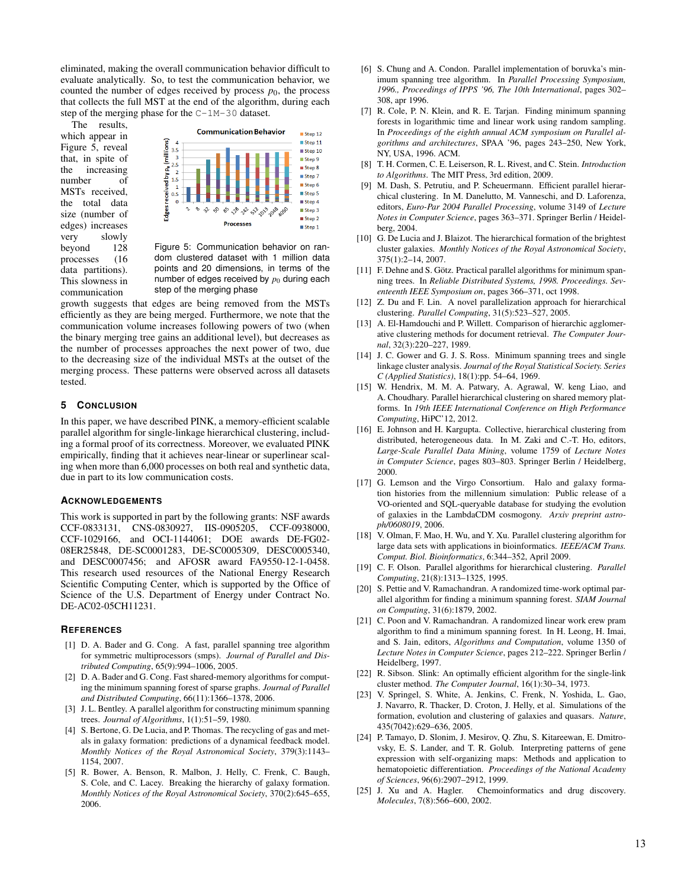eliminated, making the overall communication behavior difficult to evaluate analytically. So, to test the communication behavior, we counted the number of edges received by process $p_0$, the process that collects the full MST at the end of the algorithm, during each step of the merging phase for the `C-1M-30` dataset.

The results, which appear in Figure 5, reveal that, in spite of the increasing number of MSTs received, the total data size (number of edges) increases very slowly beyond 128 processes (16 data partitions). This slowness in communication growth suggests that edges are being removed from the MSTs efficiently as they are being merged. Furthermore, we note that the communication volume increases following powers of two (when the binary merging tree gains an additional level), but decreases as the number of processes approaches the next power of two, due to the decreasing size of the individual MSTs at the outset of the merging process. These patterns were observed across all datasets tested.

Communication Behavior

Edges received by $p_0$ (millions)

4
3.5
3
2.5
2
1.5
1
0.5
0

2 8 32 50 85 128 242 512 1013 2048 4050

Processes

Step 12
Step 11
Step 10
Step 9
Step 8
Step 7
Step 6
Step 5
Step 4
Step 3
Step 2
Step 1

Figure 5: Communication behavior on random clustered dataset with 1 million data points and 20 dimensions, in terms of the number of edges received by $p_0$ during each step of the merging phase

## 5 Conclusion

In this paper, we have described PINK, a memory-efficient scalable parallel algorithm for single-linkage hierarchical clustering, including a formal proof of its correctness. Moreover, we evaluated PINK empirically, finding that it achieves near-linear or superlinear scaling when more than 6,000 processes on both real and synthetic data, due in part to its low communication costs.

## Acknowledgements

This work is supported in part by the following grants: NSF awards CCF-0833131, CNS-0830927, IIS-0905205, CCF-0938000, CCF-1029166, and OCI-1144061; DOE awards DE-FG02-08ER25848, DE-SC0001283, DE-SC0005309, DESC0005340, and DESC0007456; and AFOSR award FA9550-12-1-0458. This research used resources of the National Energy Research Scientific Computing Center, which is supported by the Office of Science of the U.S. Department of Energy under Contract No. DE-AC02-05CH11231.

## References

[1] D. A. Bader and G. Cong. A fast, parallel spanning tree algorithm for symmetric multiprocessors (smps). *Journal of Parallel and Distributed Computing*, 65(9):994–1006, 2005.

[2] D. A. Bader and G. Cong. Fast shared-memory algorithms for computing the minimum spanning forest of sparse graphs. *Journal of Parallel and Distributed Computing*, 66(11):1366–1378, 2006.

[3] J. L. Bentley. A parallel algorithm for constructing minimum spanning trees. *Journal of Algorithms*, 1(1):51–59, 1980.

[4] S. Bertone, G. De Lucia, and P. Thomas. The recycling of gas and metals in galaxy formation: predictions of a dynamical feedback model. *Monthly Notices of the Royal Astronomical Society*, 379(3):1143–1154, 2007.

[5] R. Bower, A. Benson, R. Malbon, J. Helly, C. Frenk, C. Baugh, S. Cole, and C. Lacey. Breaking the hierarchy of galaxy formation. *Monthly Notices of the Royal Astronomical Society*, 370(2):645–655, 2006.

[6] S. Chung and A. Condon. Parallel implementation of boruvka's minimum spanning tree algorithm. In *Parallel Processing Symposium, 1996., Proceedings of IPPS '96, The 10th International*, pages 302–308, apr 1996.

[7] R. Cole, P. N. Klein, and R. E. Tarjan. Finding minimum spanning forests in logarithmic time and linear work using random sampling. In *Proceedings of the eighth annual ACM symposium on Parallel algorithms and architectures*, SPAA '96, pages 243–250, New York, NY, USA, 1996. ACM.

[8] T. H. Cormen, C. E. Leiserson, R. L. Rivest, and C. Stein. *Introduction to Algorithms*. The MIT Press, 3rd edition, 2009.

[9] M. Dash, S. Petrutiu, and P. Scheuermann. Efficient parallel hierarchical clustering. In M. Danelutto, M. Vanneschi, and D. Laforenza, editors, *Euro-Par 2004 Parallel Processing*, volume 3149 of *Lecture Notes in Computer Science*, pages 363–371. Springer Berlin / Heidelberg, 2004.

[10] G. De Lucia and J. Blaizot. The hierarchical formation of the brightest cluster galaxies. *Monthly Notices of the Royal Astronomical Society*, 375(1):2–14, 2007.

[11] F. Dehne and S. Götz. Practical parallel algorithms for minimum spanning trees. In *Reliable Distributed Systems, 1998. Proceedings. Seventeenth IEEE Symposium on*, pages 366–371, oct 1998.

[12] Z. Du and F. Lin. A novel parallelization approach for hierarchical clustering. *Parallel Computing*, 31(5):523–527, 2005.

[13] A. El-Hamdouchi and P. Willett. Comparison of hierarchic agglomerative clustering methods for document retrieval. *The Computer Journal*, 32(3):220–227, 1989.

[14] J. C. Gower and G. J. S. Ross. Minimum spanning trees and single linkage cluster analysis. *Journal of the Royal Statistical Society. Series C (Applied Statistics)*, 18(1):pp. 54–64, 1969.

[15] W. Hendrix, M. M. A. Patwary, A. Agrawal, W. keng Liao, and A. Choudhary. Parallel hierarchical clustering on shared memory platforms. In *19th IEEE International Conference on High Performance Computing*, HiPC'12, 2012.

[16] E. Johnson and H. Kargupta. Collective, hierarchical clustering from distributed, heterogeneous data. In M. Zaki and C.-T. Ho, editors, *Large-Scale Parallel Data Mining*, volume 1759 of *Lecture Notes in Computer Science*, pages 803–803. Springer Berlin / Heidelberg, 2000.

[17] G. Lemson and the Virgo Consortium. Halo and galaxy formation histories from the millennium simulation: Public release of a VO-oriented and SQL-queryable database for studying the evolution of galaxies in the LambdaCDM cosmogony. *Arxiv preprint astro-ph/0608019*, 2006.

[18] V. Olman, F. Mao, H. Wu, and Y. Xu. Parallel clustering algorithm for large data sets with applications in bioinformatics. *IEEE/ACM Trans. Comput. Biol. Bioinformatics*, 6:344–352, April 2009.

[19] C. F. Olson. Parallel algorithms for hierarchical clustering. *Parallel Computing*, 21(8):1313–1325, 1995.

[20] S. Pettie and V. Ramachandran. A randomized time-work optimal parallel algorithm for finding a minimum spanning forest. *SIAM Journal on Computing*, 31(6):1879, 2002.

[21] C. Poon and V. Ramachandran. A randomized linear work erew pram algorithm to find a minimum spanning forest. In H. Leong, H. Imai, and S. Jain, editors, *Algorithms and Computation*, volume 1350 of *Lecture Notes in Computer Science*, pages 212–222. Springer Berlin / Heidelberg, 1997.

[22] R. Sibson. Slink: An optimally efficient algorithm for the single-link cluster method. *The Computer Journal*, 16(1):30–34, 1973.

[23] V. Springel, S. White, A. Jenkins, C. Frenk, N. Yoshida, L. Gao, J. Navarro, R. Thacker, D. Croton, J. Helly, et al. Simulations of the formation, evolution and clustering of galaxies and quasars. *Nature*, 435(7042):629–636, 2005.

[24] P. Tamayo, D. Slonim, J. Mesirov, Q. Zhu, S. Kitareewan, E. Dmitrovsky, E. S. Lander, and T. R. Golub. Interpreting patterns of gene expression with self-organizing maps: Methods and application to hematopoietic differentiation. *Proceedings of the National Academy of Sciences*, 96(6):2907–2912, 1999.

[25] J. Xu and A. Hagler. Chemoinformatics and drug discovery. *Molecules*, 7(8):566–600, 2002.